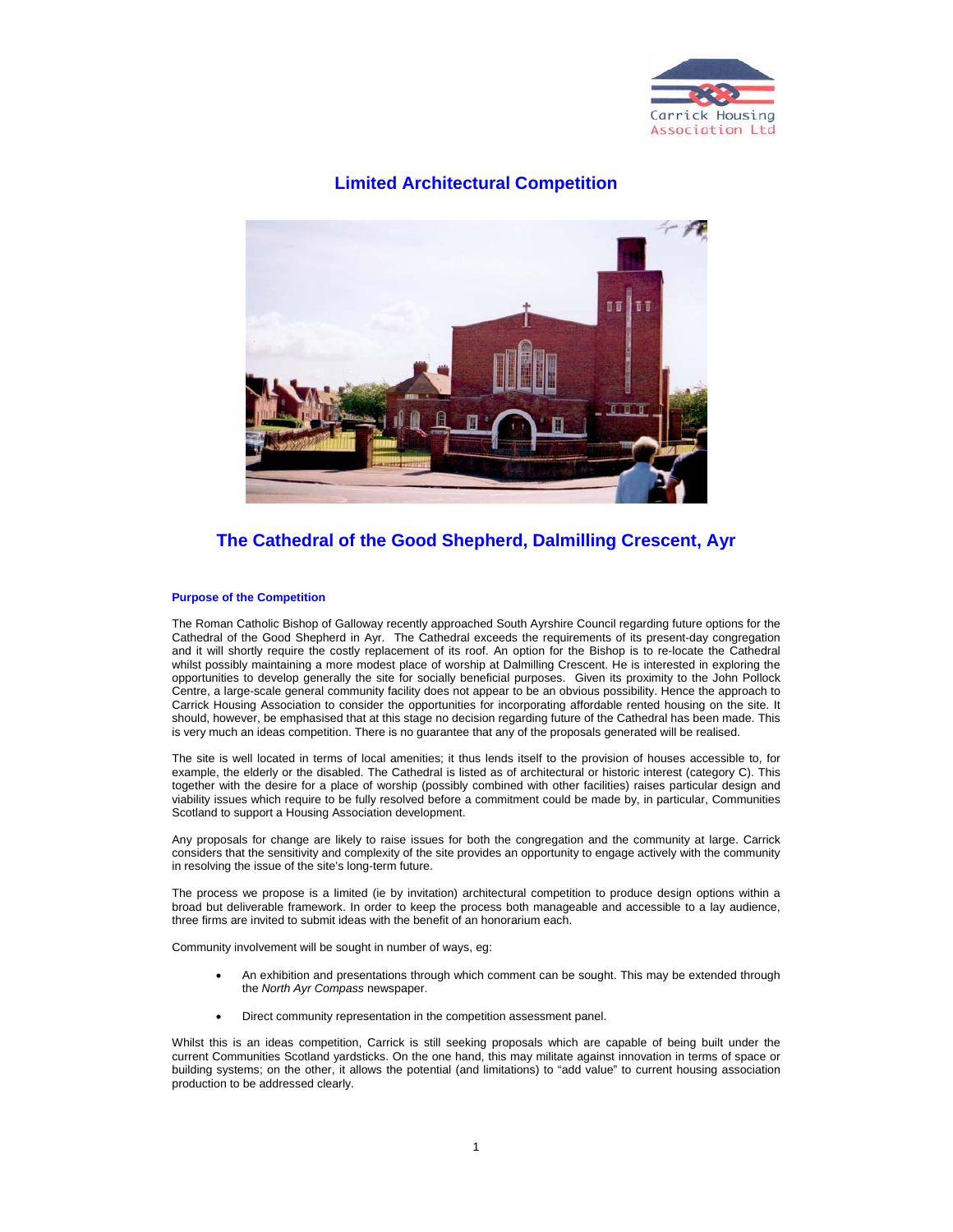Carrick Housing Association Ltd

# Limited Architectural Competition

## The Cathedral of the Good Shepherd, Dalmilling Crescent, Ayr

### Purpose of the Competition

The Roman Catholic Bishop of Galloway recently approached South Ayrshire Council regarding future options for the Cathedral of the Good Shepherd in Ayr. The Cathedral exceeds the requirements of its present-day congregation and it will shortly require the costly replacement of its roof. An option for the Bishop is to re-locate the Cathedral whilst possibly maintaining a more modest place of worship at Dalmilling Crescent. He is interested in exploring the opportunities to develop generally the site for socially beneficial purposes. Given its proximity to the John Pollock Centre, a large-scale general community facility does not appear to be an obvious possibility. Hence the approach to Carrick Housing Association to consider the opportunities for incorporating affordable rented housing on the site. It should, however, be emphasised that at this stage no decision regarding future of the Cathedral has been made. This is very much an ideas competition. There is no guarantee that any of the proposals generated will be realised.

The site is well located in terms of local amenities; it thus lends itself to the provision of houses accessible to, for example, the elderly or the disabled. The Cathedral is listed as of architectural or historic interest (category C). This together with the desire for a place of worship (possibly combined with other facilities) raises particular design and viability issues which require to be fully resolved before a commitment could be made by, in particular, Communities Scotland to support a Housing Association development.

Any proposals for change are likely to raise issues for both the congregation and the community at large. Carrick considers that the sensitivity and complexity of the site provides an opportunity to engage actively with the community in resolving the issue of the site's long-term future.

The process we propose is a limited (ie by invitation) architectural competition to produce design options within a broad but deliverable framework. In order to keep the process both manageable and accessible to a lay audience, three firms are invited to submit ideas with the benefit of an honorarium each.

Community involvement will be sought in number of ways, eg:

- An exhibition and presentations through which comment can be sought. This may be extended through the *North Ayr Compass* newspaper.
- Direct community representation in the competition assessment panel.

Whilst this is an ideas competition, Carrick is still seeking proposals which are capable of being built under the current Communities Scotland yardsticks. On the one hand, this may militate against innovation in terms of space or building systems; on the other, it allows the potential (and limitations) to "add value" to current housing association production to be addressed clearly.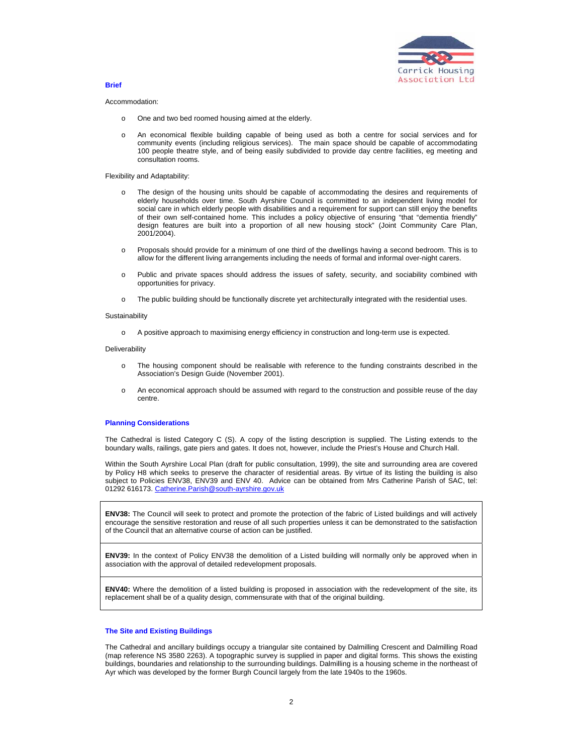## Brief

Accommodation:

- One and two bed roomed housing aimed at the elderly.
- An economical flexible building capable of being used as both a centre for social services and for community events (including religious services). The main space should be capable of accommodating 100 people theatre style, and of being easily subdivided to provide day centre facilities, eg meeting and consultation rooms.

Flexibility and Adaptability:

- The design of the housing units should be capable of accommodating the desires and requirements of elderly households over time. South Ayrshire Council is committed to an independent living model for social care in which elderly people with disabilities and a requirement for support can still enjoy the benefits of their own self-contained home. This includes a policy objective of ensuring "that "dementia friendly" design features are built into a proportion of all new housing stock" (Joint Community Care Plan, 2001/2004).
- Proposals should provide for a minimum of one third of the dwellings having a second bedroom. This is to allow for the different living arrangements including the needs of formal and informal over-night carers.
- Public and private spaces should address the issues of safety, security, and sociability combined with opportunities for privacy.
- The public building should be functionally discrete yet architecturally integrated with the residential uses.

Sustainability

- A positive approach to maximising energy efficiency in construction and long-term use is expected.

Deliverability

- The housing component should be realisable with reference to the funding constraints described in the Association's Design Guide (November 2001).
- An economical approach should be assumed with regard to the construction and possible reuse of the day centre.

## Planning Considerations

The Cathedral is listed Category C (S). A copy of the listing description is supplied. The Listing extends to the boundary walls, railings, gate piers and gates. It does not, however, include the Priest's House and Church Hall.

Within the South Ayrshire Local Plan (draft for public consultation, 1999), the site and surrounding area are covered by Policy H8 which seeks to preserve the character of residential areas. By virtue of its listing the building is also subject to Policies ENV38, ENV39 and ENV 40. Advice can be obtained from Mrs Catherine Parish of SAC, tel: 01292 616173. Catherine.Parish@south-ayrshire.gov.uk

**ENV38:** The Council will seek to protect and promote the protection of the fabric of Listed buildings and will actively encourage the sensitive restoration and reuse of all such properties unless it can be demonstrated to the satisfaction of the Council that an alternative course of action can be justified.

**ENV39:** In the context of Policy ENV38 the demolition of a Listed building will normally only be approved when in association with the approval of detailed redevelopment proposals.

**ENV40:** Where the demolition of a listed building is proposed in association with the redevelopment of the site, its replacement shall be of a quality design, commensurate with that of the original building.

## The Site and Existing Buildings

The Cathedral and ancillary buildings occupy a triangular site contained by Dalmilling Crescent and Dalmilling Road (map reference NS 3580 2263). A topographic survey is supplied in paper and digital forms. This shows the existing buildings, boundaries and relationship to the surrounding buildings. Dalmilling is a housing scheme in the northeast of Ayr which was developed by the former Burgh Council largely from the late 1940s to the 1960s.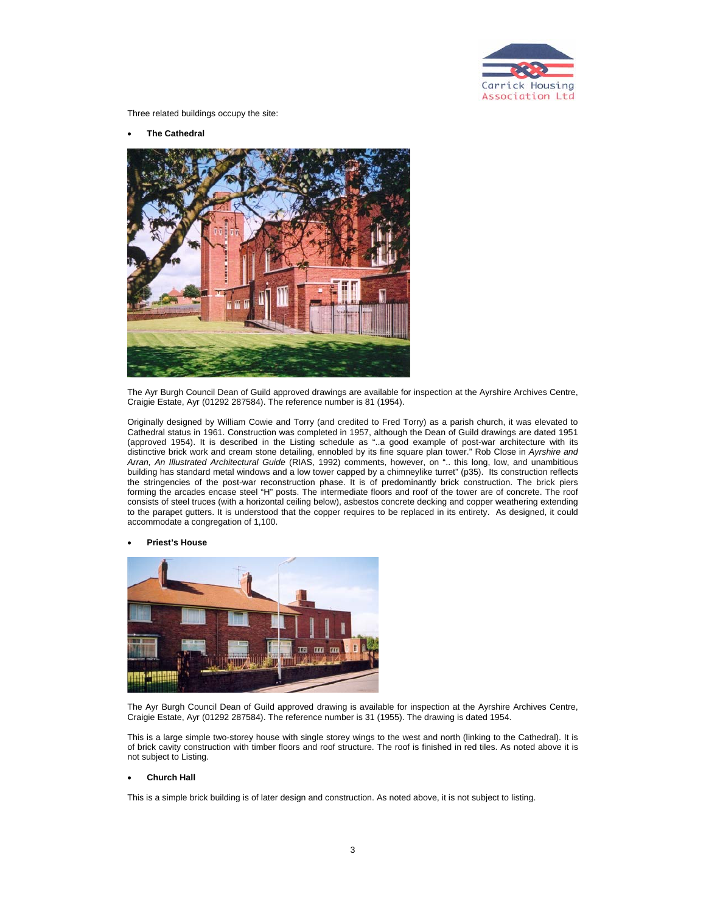Three related buildings occupy the site:

- **The Cathedral**

The Ayr Burgh Council Dean of Guild approved drawings are available for inspection at the Ayrshire Archives Centre, Craigie Estate, Ayr (01292 287584). The reference number is 81 (1954).

Originally designed by William Cowie and Torry (and credited to Fred Torry) as a parish church, it was elevated to Cathedral status in 1961. Construction was completed in 1957, although the Dean of Guild drawings are dated 1951 (approved 1954). It is described in the Listing schedule as "..a good example of post-war architecture with its distinctive brick work and cream stone detailing, ennobled by its fine square plan tower." Rob Close in *Ayrshire and Arran, An Illustrated Architectural Guide* (RIAS, 1992) comments, however, on ".. this long, low, and unambitious building has standard metal windows and a low tower capped by a chimneylike turret" (p35). Its construction reflects the stringencies of the post-war reconstruction phase. It is of predominantly brick construction. The brick piers forming the arcades encase steel "H" posts. The intermediate floors and roof of the tower are of concrete. The roof consists of steel truces (with a horizontal ceiling below), asbestos concrete decking and copper weathering extending to the parapet gutters. It is understood that the copper requires to be replaced in its entirety. As designed, it could accommodate a congregation of 1,100.

- **Priest's House**

The Ayr Burgh Council Dean of Guild approved drawing is available for inspection at the Ayrshire Archives Centre, Craigie Estate, Ayr (01292 287584). The reference number is 31 (1955). The drawing is dated 1954.

This is a large simple two-storey house with single storey wings to the west and north (linking to the Cathedral). It is of brick cavity construction with timber floors and roof structure. The roof is finished in red tiles. As noted above it is not subject to Listing.

- **Church Hall**

This is a simple brick building is of later design and construction. As noted above, it is not subject to listing.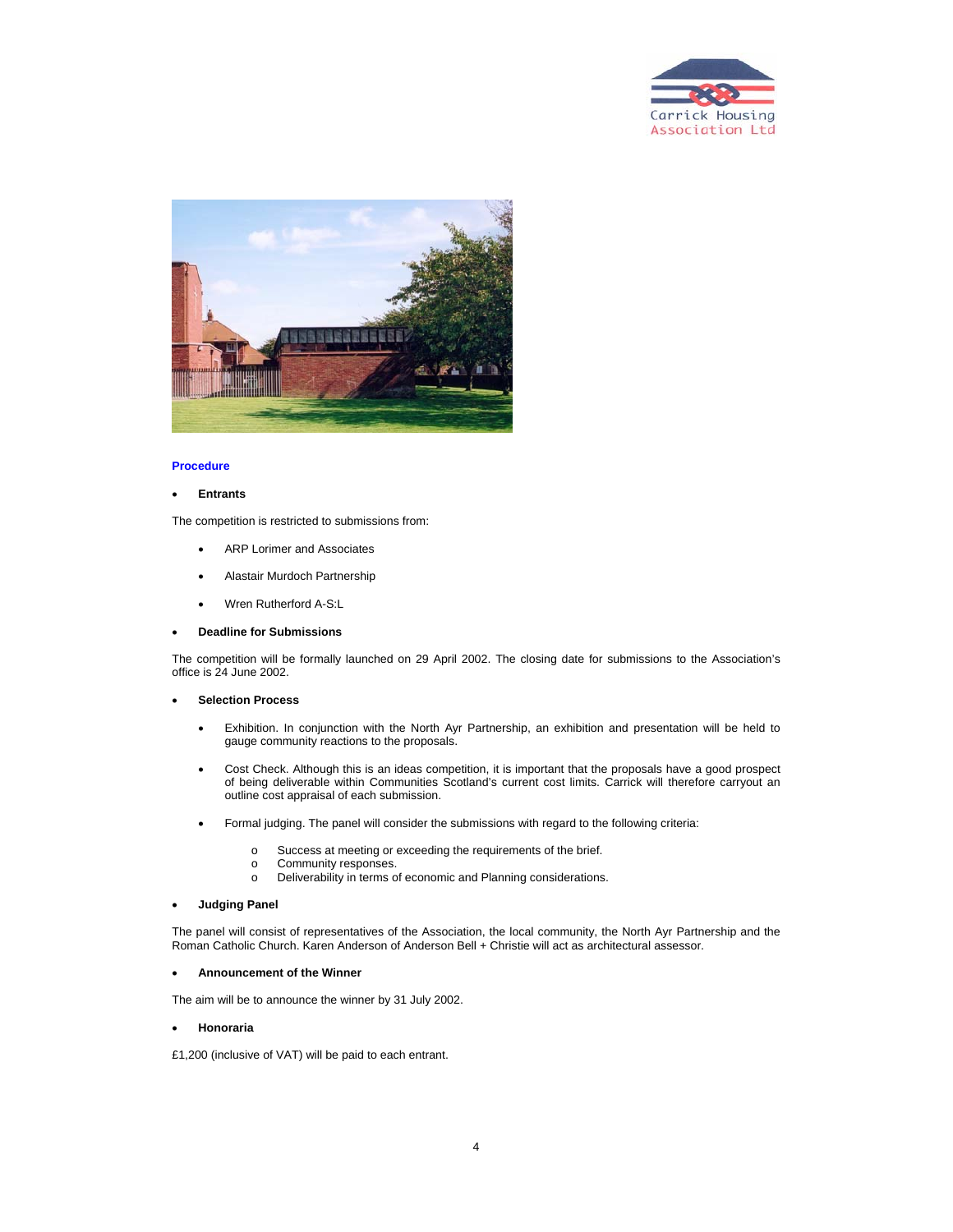## Procedure

- **Entrants**

The competition is restricted to submissions from:

  - ARP Lorimer and Associates
  - Alastair Murdoch Partnership
  - Wren Rutherford A-S:L

- **Deadline for Submissions**

The competition will be formally launched on 29 April 2002. The closing date for submissions to the Association's office is 24 June 2002.

- **Selection Process**

  - Exhibition. In conjunction with the North Ayr Partnership, an exhibition and presentation will be held to gauge community reactions to the proposals.
  - Cost Check. Although this is an ideas competition, it is important that the proposals have a good prospect of being deliverable within Communities Scotland's current cost limits. Carrick will therefore carryout an outline cost appraisal of each submission.
  - Formal judging. The panel will consider the submissions with regard to the following criteria:
    - Success at meeting or exceeding the requirements of the brief.
    - Community responses.
    - Deliverability in terms of economic and Planning considerations.

- **Judging Panel**

The panel will consist of representatives of the Association, the local community, the North Ayr Partnership and the Roman Catholic Church. Karen Anderson of Anderson Bell + Christie will act as architectural assessor.

- **Announcement of the Winner**

The aim will be to announce the winner by 31 July 2002.

- **Honoraria**

£1,200 (inclusive of VAT) will be paid to each entrant.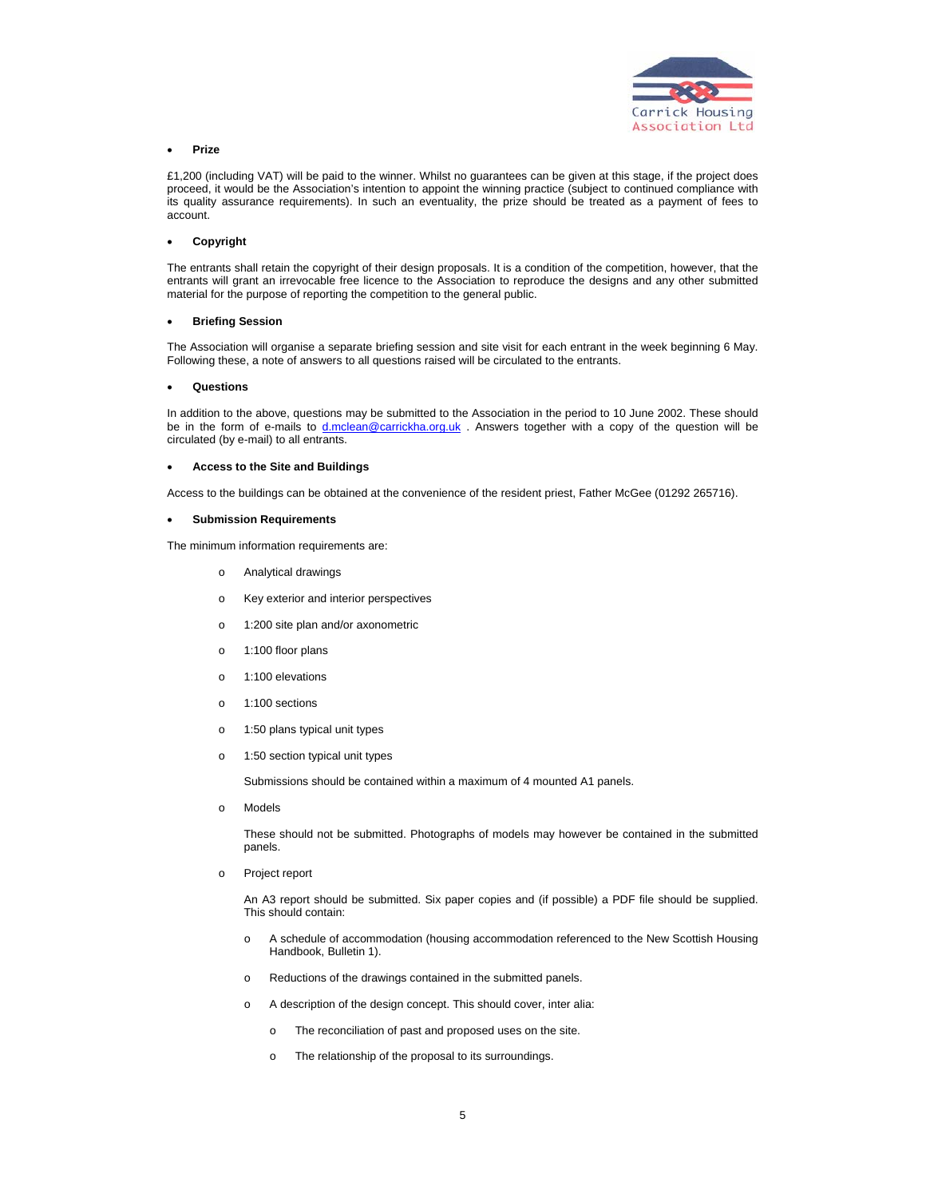- **Prize**

£1,200 (including VAT) will be paid to the winner. Whilst no guarantees can be given at this stage, if the project does proceed, it would be the Association's intention to appoint the winning practice (subject to continued compliance with its quality assurance requirements). In such an eventuality, the prize should be treated as a payment of fees to account.

- **Copyright**

The entrants shall retain the copyright of their design proposals. It is a condition of the competition, however, that the entrants will grant an irrevocable free licence to the Association to reproduce the designs and any other submitted material for the purpose of reporting the competition to the general public.

- **Briefing Session**

The Association will organise a separate briefing session and site visit for each entrant in the week beginning 6 May. Following these, a note of answers to all questions raised will be circulated to the entrants.

- **Questions**

In addition to the above, questions may be submitted to the Association in the period to 10 June 2002. These should be in the form of e-mails to d.mclean@carrickha.org.uk . Answers together with a copy of the question will be circulated (by e-mail) to all entrants.

- **Access to the Site and Buildings**

Access to the buildings can be obtained at the convenience of the resident priest, Father McGee (01292 265716).

- **Submission Requirements**

The minimum information requirements are:

  - Analytical drawings
  - Key exterior and interior perspectives
  - 1:200 site plan and/or axonometric
  - 1:100 floor plans
  - 1:100 elevations
  - 1:100 sections
  - 1:50 plans typical unit types
  - 1:50 section typical unit types

    Submissions should be contained within a maximum of 4 mounted A1 panels.

  - Models

    These should not be submitted. Photographs of models may however be contained in the submitted panels.

  - Project report

    An A3 report should be submitted. Six paper copies and (if possible) a PDF file should be supplied. This should contain:

    - A schedule of accommodation (housing accommodation referenced to the New Scottish Housing Handbook, Bulletin 1).
    - Reductions of the drawings contained in the submitted panels.
    - A description of the design concept. This should cover, inter alia:
      - The reconciliation of past and proposed uses on the site.
      - The relationship of the proposal to its surroundings.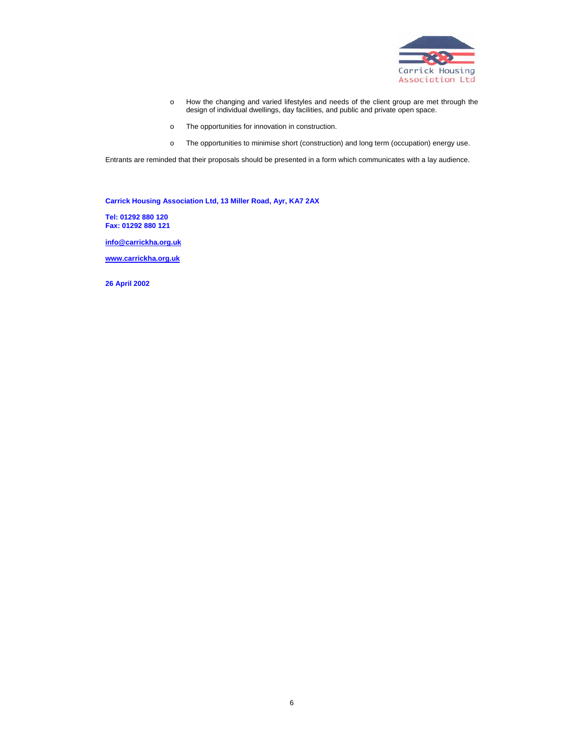Carrick Housing Association Ltd

- How the changing and varied lifestyles and needs of the client group are met through the design of individual dwellings, day facilities, and public and private open space.
- The opportunities for innovation in construction.
- The opportunities to minimise short (construction) and long term (occupation) energy use.

Entrants are reminded that their proposals should be presented in a form which communicates with a lay audience.

**Carrick Housing Association Ltd, 13 Miller Road, Ayr, KA7 2AX**

**Tel: 01292 880 120**
**Fax: 01292 880 121**

**info@carrickha.org.uk**

**www.carrickha.org.uk**

**26 April 2002**